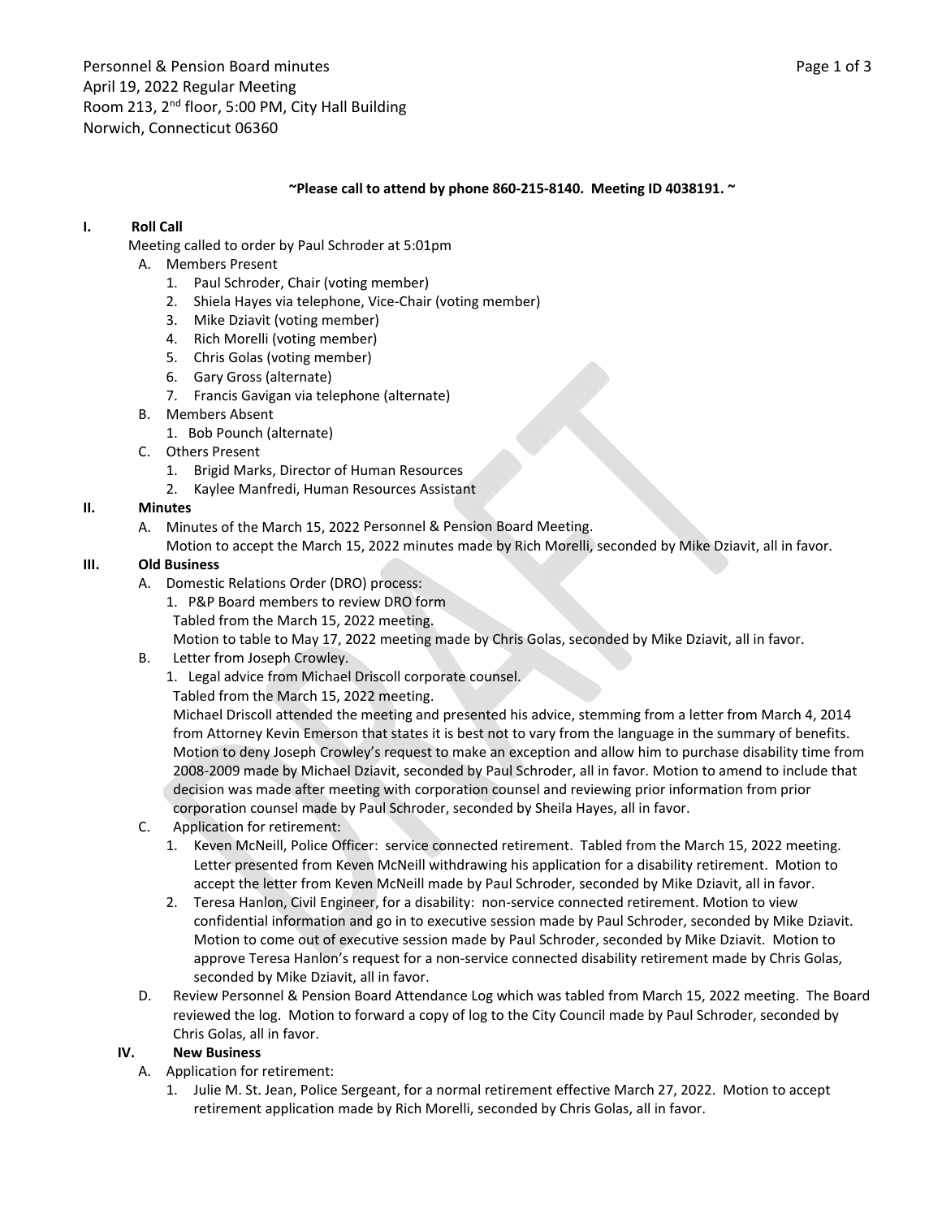Personnel & Pension Board minutes
April 19, 2022 Regular Meeting
Room 213, 2nd floor, 5:00 PM, City Hall Building
Norwich, Connecticut 06360

**~Please call to attend by phone 860-215-8140. Meeting ID 4038191. ~**

## I. Roll Call

Meeting called to order by Paul Schroder at 5:01pm

A. Members Present
   1. Paul Schroder, Chair (voting member)
   2. Shiela Hayes via telephone, Vice-Chair (voting member)
   3. Mike Dziavit (voting member)
   4. Rich Morelli (voting member)
   5. Chris Golas (voting member)
   6. Gary Gross (alternate)
   7. Francis Gavigan via telephone (alternate)

B. Members Absent
   1. Bob Pounch (alternate)

C. Others Present
   1. Brigid Marks, Director of Human Resources
   2. Kaylee Manfredi, Human Resources Assistant

## II. Minutes

A. Minutes of the March 15, 2022 Personnel & Pension Board Meeting.
Motion to accept the March 15, 2022 minutes made by Rich Morelli, seconded by Mike Dziavit, all in favor.

## III. Old Business

A. Domestic Relations Order (DRO) process:
   1. P&P Board members to review DRO form
   Tabled from the March 15, 2022 meeting.
   Motion to table to May 17, 2022 meeting made by Chris Golas, seconded by Mike Dziavit, all in favor.

B. Letter from Joseph Crowley.
   1. Legal advice from Michael Driscoll corporate counsel.
   Tabled from the March 15, 2022 meeting.
   Michael Driscoll attended the meeting and presented his advice, stemming from a letter from March 4, 2014 from Attorney Kevin Emerson that states it is best not to vary from the language in the summary of benefits. Motion to deny Joseph Crowley's request to make an exception and allow him to purchase disability time from 2008-2009 made by Michael Dziavit, seconded by Paul Schroder, all in favor. Motion to amend to include that decision was made after meeting with corporation counsel and reviewing prior information from prior corporation counsel made by Paul Schroder, seconded by Sheila Hayes, all in favor.

C. Application for retirement:
   1. Keven McNeill, Police Officer: service connected retirement. Tabled from the March 15, 2022 meeting. Letter presented from Keven McNeill withdrawing his application for a disability retirement. Motion to accept the letter from Keven McNeill made by Paul Schroder, seconded by Mike Dziavit, all in favor.
   2. Teresa Hanlon, Civil Engineer, for a disability: non-service connected retirement. Motion to view confidential information and go in to executive session made by Paul Schroder, seconded by Mike Dziavit. Motion to come out of executive session made by Paul Schroder, seconded by Mike Dziavit. Motion to approve Teresa Hanlon's request for a non-service connected disability retirement made by Chris Golas, seconded by Mike Dziavit, all in favor.

D. Review Personnel & Pension Board Attendance Log which was tabled from March 15, 2022 meeting. The Board reviewed the log. Motion to forward a copy of log to the City Council made by Paul Schroder, seconded by Chris Golas, all in favor.

## IV. New Business

A. Application for retirement:
   1. Julie M. St. Jean, Police Sergeant, for a normal retirement effective March 27, 2022. Motion to accept retirement application made by Rich Morelli, seconded by Chris Golas, all in favor.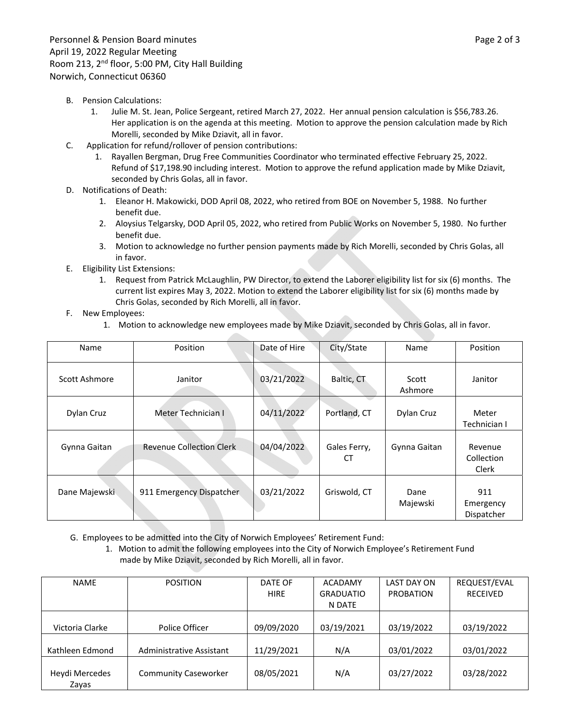B. Pension Calculations:

1. Julie M. St. Jean, Police Sergeant, retired March 27, 2022. Her annual pension calculation is $56,783.26. Her application is on the agenda at this meeting. Motion to approve the pension calculation made by Rich Morelli, seconded by Mike Dziavit, all in favor.

C. Application for refund/rollover of pension contributions:

1. Rayallen Bergman, Drug Free Communities Coordinator who terminated effective February 25, 2022. Refund of $17,198.90 including interest. Motion to approve the refund application made by Mike Dziavit, seconded by Chris Golas, all in favor.

D. Notifications of Death:

1. Eleanor H. Makowicki, DOD April 08, 2022, who retired from BOE on November 5, 1988. No further benefit due.
2. Aloysius Telgarsky, DOD April 05, 2022, who retired from Public Works on November 5, 1980. No further benefit due.
3. Motion to acknowledge no further pension payments made by Rich Morelli, seconded by Chris Golas, all in favor.

E. Eligibility List Extensions:

1. Request from Patrick McLaughlin, PW Director, to extend the Laborer eligibility list for six (6) months. The current list expires May 3, 2022. Motion to extend the Laborer eligibility list for six (6) months made by Chris Golas, seconded by Rich Morelli, all in favor.

F. New Employees:

1. Motion to acknowledge new employees made by Mike Dziavit, seconded by Chris Golas, all in favor.

| Name | Position | Date of Hire | City/State | Name | Position |
|---|---|---|---|---|---|
| Scott Ashmore | Janitor | 03/21/2022 | Baltic, CT | Scott Ashmore | Janitor |
| Dylan Cruz | Meter Technician I | 04/11/2022 | Portland, CT | Dylan Cruz | Meter Technician I |
| Gynna Gaitan | Revenue Collection Clerk | 04/04/2022 | Gales Ferry, CT | Gynna Gaitan | Revenue Collection Clerk |
| Dane Majewski | 911 Emergency Dispatcher | 03/21/2022 | Griswold, CT | Dane Majewski | 911 Emergency Dispatcher |

G. Employees to be admitted into the City of Norwich Employees' Retirement Fund:

1. Motion to admit the following employees into the City of Norwich Employee's Retirement Fund made by Mike Dziavit, seconded by Rich Morelli, all in favor.

| NAME | POSITION | DATE OF HIRE | ACADAMY GRADUATION DATE | LAST DAY ON PROBATION | REQUEST/EVAL RECEIVED |
|---|---|---|---|---|---|
| Victoria Clarke | Police Officer | 09/09/2020 | 03/19/2021 | 03/19/2022 | 03/19/2022 |
| Kathleen Edmond | Administrative Assistant | 11/29/2021 | N/A | 03/01/2022 | 03/01/2022 |
| Heydi Mercedes Zayas | Community Caseworker | 08/05/2021 | N/A | 03/27/2022 | 03/28/2022 |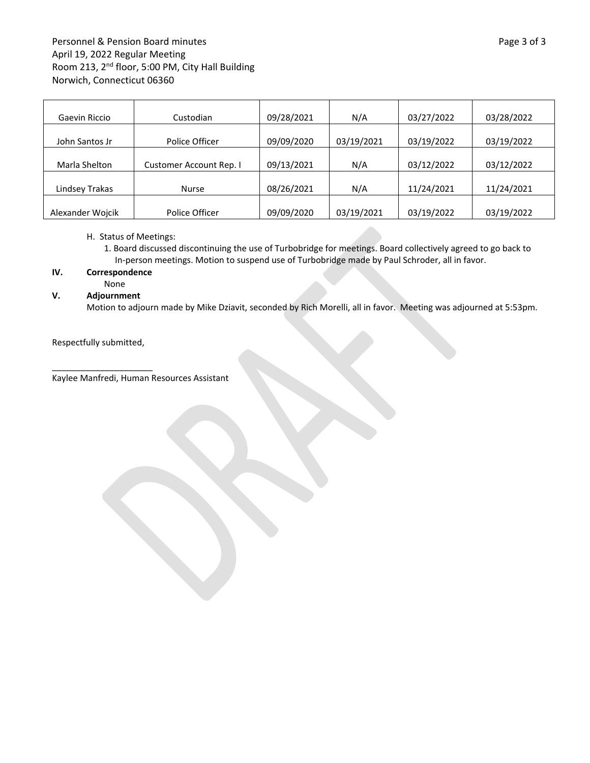| | | | | | |
|---|---|---|---|---|---|
| Gaevin Riccio | Custodian | 09/28/2021 | N/A | 03/27/2022 | 03/28/2022 |
| John Santos Jr | Police Officer | 09/09/2020 | 03/19/2021 | 03/19/2022 | 03/19/2022 |
| Marla Shelton | Customer Account Rep. I | 09/13/2021 | N/A | 03/12/2022 | 03/12/2022 |
| Lindsey Trakas | Nurse | 08/26/2021 | N/A | 11/24/2021 | 11/24/2021 |
| Alexander Wojcik | Police Officer | 09/09/2020 | 03/19/2021 | 03/19/2022 | 03/19/2022 |

H. Status of Meetings:

1. Board discussed discontinuing the use of Turbobridge for meetings. Board collectively agreed to go back to In-person meetings. Motion to suspend use of Turbobridge made by Paul Schroder, all in favor.

**IV. Correspondence**

None

**V. Adjournment**

Motion to adjourn made by Mike Dziavit, seconded by Rich Morelli, all in favor. Meeting was adjourned at 5:53pm.

Respectfully submitted,

_____________________

Kaylee Manfredi, Human Resources Assistant